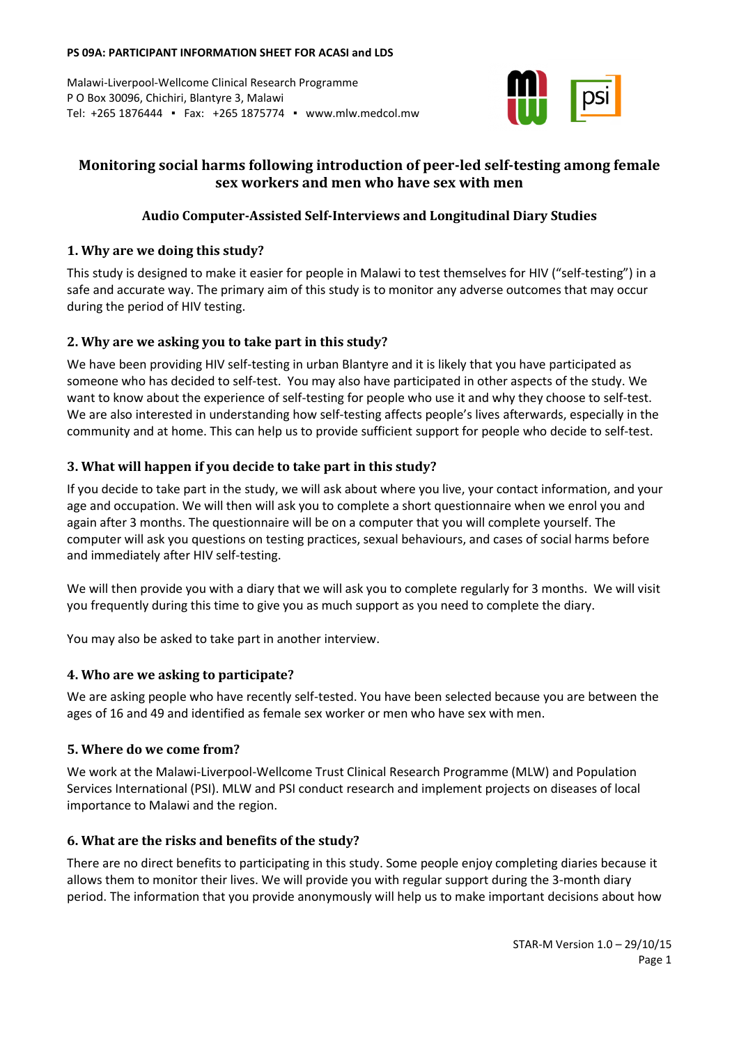**PS 09A: PARTICIPANT INFORMATION SHEET FOR ACASI and LDS**

Malawi-Liverpool-Wellcome Clinical Research Programme
P O Box 30096, Chichiri, Blantyre 3, Malawi
Tel: +265 1876444 ▪ Fax: +265 1875774 ▪ www.mlw.medcol.mw

# Monitoring social harms following introduction of peer-led self-testing among female sex workers and men who have sex with men

## Audio Computer-Assisted Self-Interviews and Longitudinal Diary Studies

### 1. Why are we doing this study?

This study is designed to make it easier for people in Malawi to test themselves for HIV ("self-testing") in a safe and accurate way. The primary aim of this study is to monitor any adverse outcomes that may occur during the period of HIV testing.

### 2. Why are we asking you to take part in this study?

We have been providing HIV self-testing in urban Blantyre and it is likely that you have participated as someone who has decided to self-test. You may also have participated in other aspects of the study. We want to know about the experience of self-testing for people who use it and why they choose to self-test. We are also interested in understanding how self-testing affects people's lives afterwards, especially in the community and at home. This can help us to provide sufficient support for people who decide to self-test.

### 3. What will happen if you decide to take part in this study?

If you decide to take part in the study, we will ask about where you live, your contact information, and your age and occupation. We then will ask you to complete a short questionnaire when we enrol you and again after 3 months. The questionnaire will be on a computer that you will complete yourself. The computer will ask you questions on testing practices, sexual behaviours, and cases of social harms before and immediately after HIV self-testing.

We will then provide you with a diary that we will ask you to complete regularly for 3 months. We will visit you frequently during this time to give you as much support as you need to complete the diary.

You may also be asked to take part in another interview.

### 4. Who are we asking to participate?

We are asking people who have recently self-tested. You have been selected because you are between the ages of 16 and 49 and identified as female sex worker or men who have sex with men.

### 5. Where do we come from?

We work at the Malawi-Liverpool-Wellcome Trust Clinical Research Programme (MLW) and Population Services International (PSI). MLW and PSI conduct research and implement projects on diseases of local importance to Malawi and the region.

### 6. What are the risks and benefits of the study?

There are no direct benefits to participating in this study. Some people enjoy completing diaries because it allows them to monitor their lives. We will provide you with regular support during the 3-month diary period. The information that you provide anonymously will help us to make important decisions about how

STAR-M Version 1.0 – 29/10/15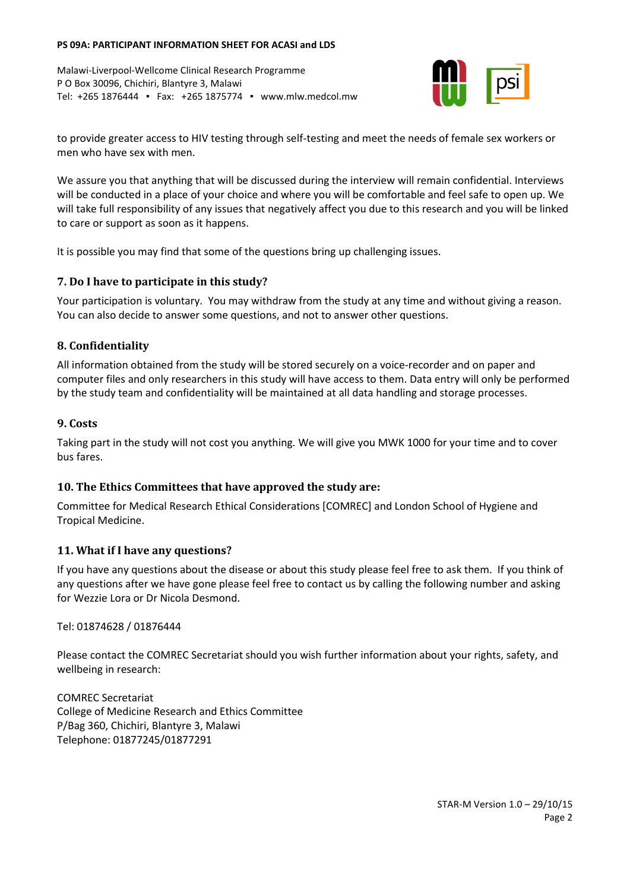to provide greater access to HIV testing through self-testing and meet the needs of female sex workers or men who have sex with men.

We assure you that anything that will be discussed during the interview will remain confidential. Interviews will be conducted in a place of your choice and where you will be comfortable and feel safe to open up. We will take full responsibility of any issues that negatively affect you due to this research and you will be linked to care or support as soon as it happens.

It is possible you may find that some of the questions bring up challenging issues.

### 7. Do I have to participate in this study?

Your participation is voluntary. You may withdraw from the study at any time and without giving a reason. You can also decide to answer some questions, and not to answer other questions.

### 8. Confidentiality

All information obtained from the study will be stored securely on a voice-recorder and on paper and computer files and only researchers in this study will have access to them. Data entry will only be performed by the study team and confidentiality will be maintained at all data handling and storage processes.

### 9. Costs

Taking part in the study will not cost you anything. We will give you MWK 1000 for your time and to cover bus fares.

### 10. The Ethics Committees that have approved the study are:

Committee for Medical Research Ethical Considerations [COMREC] and London School of Hygiene and Tropical Medicine.

### 11. What if I have any questions?

If you have any questions about the disease or about this study please feel free to ask them. If you think of any questions after we have gone please feel free to contact us by calling the following number and asking for Wezzie Lora or Dr Nicola Desmond.

Tel: 01874628 / 01876444

Please contact the COMREC Secretariat should you wish further information about your rights, safety, and wellbeing in research:

COMREC Secretariat
College of Medicine Research and Ethics Committee
P/Bag 360, Chichiri, Blantyre 3, Malawi
Telephone: 01877245/01877291